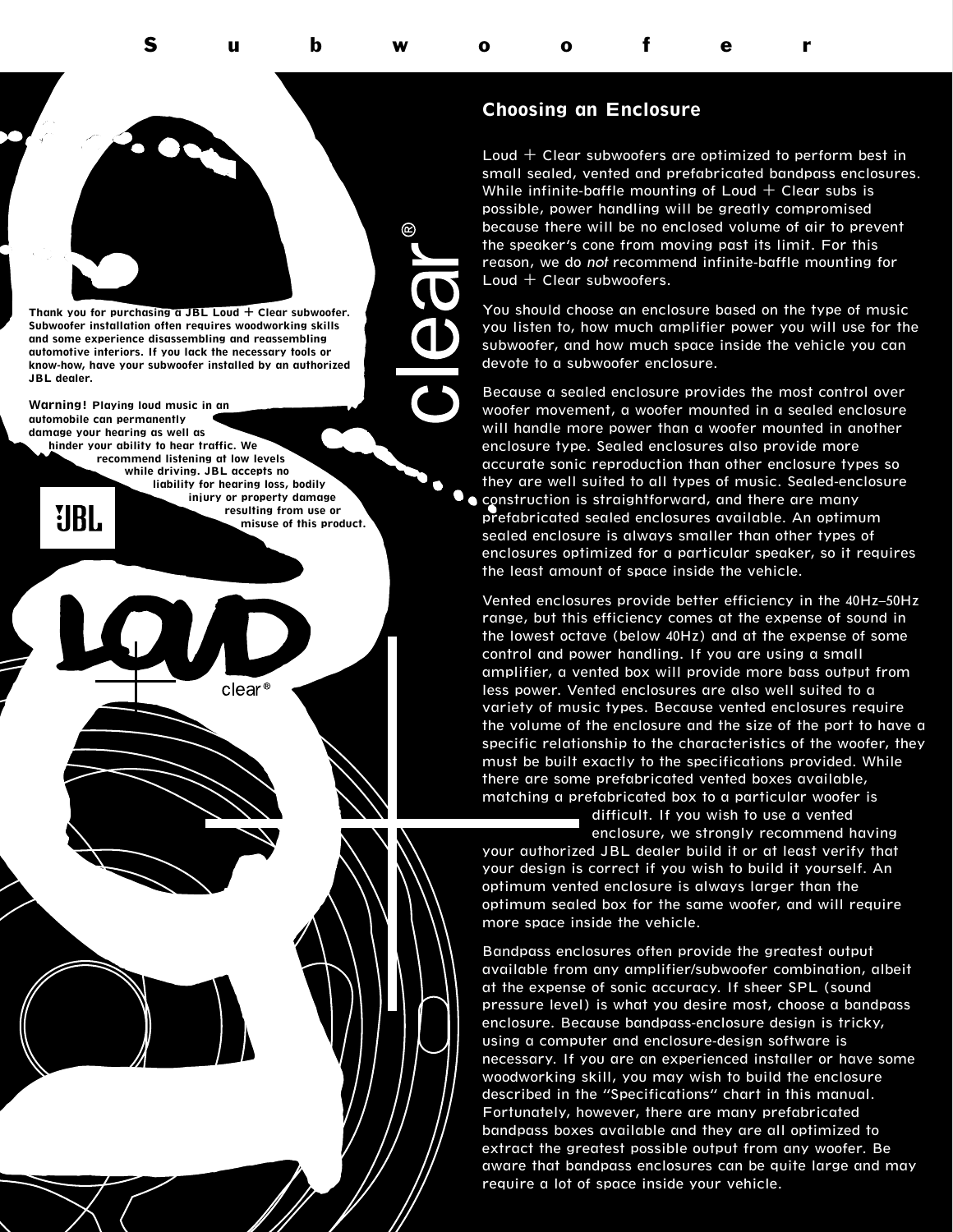Thank you for purchasing a JBL Loud + Clear subwoofer. Subwoofer installation often requires woodworking skills and some experience disassembling and reassembling automotive interiors. If you lack the necessary tools or know-how, have your subwoofer installed by an authorized JBL dealer.

**Warning!** Playing loud music in an automobile can permanently damage your hearing as well as hinder your ability to hear traffic. We recommend listening at low levels while driving. JBL accepts no liability for hearing loss, bodily injury or property damage resulting from use or misuse of this product.

## Choosing an Enclosure

Loud + Clear subwoofers are optimized to perform best in small sealed, vented and prefabricated bandpass enclosures. While infinite-baffle mounting of Loud + Clear subs is possible, power handling will be greatly compromised because there will be no enclosed volume of air to prevent the speaker's cone from moving past its limit. For this reason, we do *not* recommend infinite-baffle mounting for Loud + Clear subwoofers.

You should choose an enclosure based on the type of music you listen to, how much amplifier power you will use for the subwoofer, and how much space inside the vehicle you can devote to a subwoofer enclosure.

Because a sealed enclosure provides the most control over woofer movement, a woofer mounted in a sealed enclosure will handle more power than a woofer mounted in another enclosure type. Sealed enclosures also provide more accurate sonic reproduction than other enclosure types so they are well suited to all types of music. Sealed-enclosure construction is straightforward, and there are many prefabricated sealed enclosures available. An optimum sealed enclosure is always smaller than other types of enclosures optimized for a particular speaker, so it requires the least amount of space inside the vehicle.

Vented enclosures provide better efficiency in the 40Hz–50Hz range, but this efficiency comes at the expense of sound in the lowest octave (below 40Hz) and at the expense of some control and power handling. If you are using a small amplifier, a vented box will provide more bass output from less power. Vented enclosures are also well suited to a variety of music types. Because vented enclosures require the volume of the enclosure and the size of the port to have a specific relationship to the characteristics of the woofer, they must be built exactly to the specifications provided. While there are some prefabricated vented boxes available, matching a prefabricated box to a particular woofer is difficult. If you wish to use a vented enclosure, we strongly recommend having your authorized JBL dealer build it or at least verify that your design is correct if you wish to build it yourself. An optimum vented enclosure is always larger than the optimum sealed box for the same woofer, and will require more space inside the vehicle.

Bandpass enclosures often provide the greatest output available from any amplifier/subwoofer combination, albeit at the expense of sonic accuracy. If sheer SPL (sound pressure level) is what you desire most, choose a bandpass enclosure. Because bandpass-enclosure design is tricky, using a computer and enclosure-design software is necessary. If you are an experienced installer or have some woodworking skill, you may wish to build the enclosure described in the "Specifications" chart in this manual. Fortunately, however, there are many prefabricated bandpass boxes available and they are all optimized to extract the greatest possible output from any woofer. Be aware that bandpass enclosures can be quite large and may require a lot of space inside your vehicle.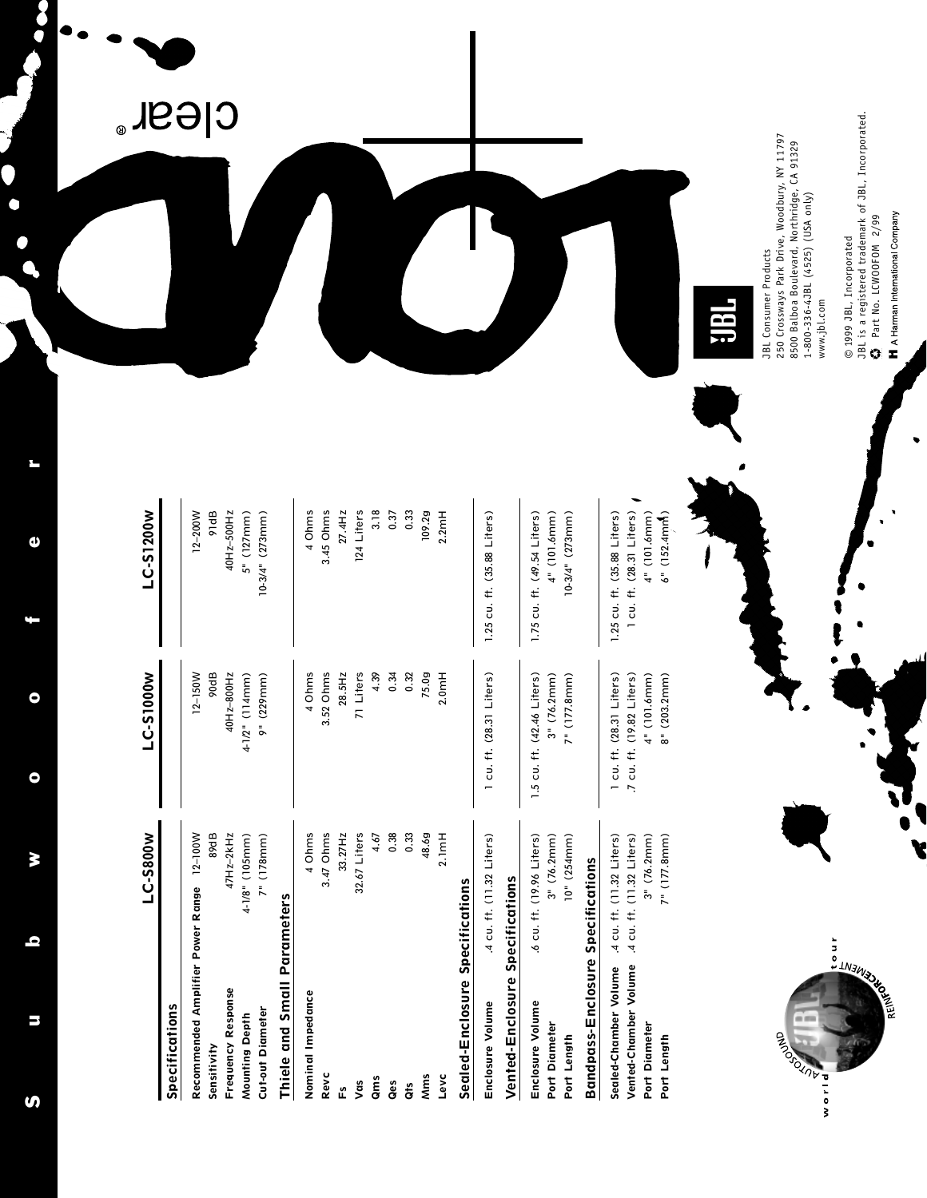# Subwoofer

## Specifications

| | LC-S800w | LC-S1000w | LC-S1200w |
|---|---|---|---|
| Recommended Amplifier Power Range | 12–100W | 12–150W | 12–200W |
| Sensitivity | 89dB | 90dB | 91dB |
| Frequency Response | 47Hz–2kHz | 40Hz–800Hz | 40Hz–500Hz |
| Mounting Depth | 4-1/8" (105mm) | 4-1/2" (114mm) | 5" (127mm) |
| Cut-out Diameter | 7" (178mm) | 9" (229mm) | 10-3/4" (273mm) |

## Thiele and Small Parameters

| | LC-S800w | LC-S1000w | LC-S1200w |
|---|---|---|---|
| Nominal Impedance | 4 Ohms | 4 Ohms | 4 Ohms |
| Revc | 3.47 Ohms | 3.52 Ohms | 3.45 Ohms |
| Fs | 33.27Hz | 28.5Hz | 27.4Hz |
| Vas | 32.67 Liters | 71 Liters | 124 Liters |
| Qms | 4.67 | 4.39 | 3.18 |
| Qes | 0.38 | 0.34 | 0.37 |
| Qts | 0.33 | 0.32 | 0.33 |
| Mms | 48.6g | 75.0g | 109.2g |
| Levc | 2.1mH | 2.0mH | 2.2mH |

## Sealed-Enclosure Specifications

| | LC-S800w | LC-S1000w | LC-S1200w |
|---|---|---|---|
| Enclosure Volume | .4 cu. ft. (11.32 Liters) | 1 cu. ft. (28.31 Liters) | 1.25 cu. ft. (35.88 Liters) |

## Vented-Enclosure Specifications

| | LC-S800w | LC-S1000w | LC-S1200w |
|---|---|---|---|
| Enclosure Volume | .6 cu. ft. (19.96 Liters) | 1.5 cu. ft. (42.46 Liters) | 1.75 cu. ft. (49.54 Liters) |
| Port Diameter | 3" (76.2mm) | 3" (76.2mm) | 4" (101.6mm) |
| Port Length | 10" (254mm) | 7" (177.8mm) | 10-3/4" (273mm) |

## Bandpass-Enclosure Specifications

| | LC-S800w | LC-S1000w | LC-S1200w |
|---|---|---|---|
| Sealed-Chamber Volume | .4 cu. ft. (11.32 Liters) | 1 cu. ft. (28.31 Liters) | 1.25 cu. ft. (35.88 Liters) |
| Vented-Chamber Volume | .4 cu. ft. (11.32 Liters) | .7 cu. ft. (19.82 Liters) | 1 cu. ft. (28.31 Liters) |
| Port Diameter | 3" (76.2mm) | 4" (101.6mm) | 4" (101.6mm) |
| Port Length | 7" (177.8mm) | 8" (203.2mm) | 6" (152.4mm) |

world AUTOSOUND REINFORCEMENT tour

loud clear®

JBL

JBL Consumer Products
250 Crossways Park Drive, Woodbury, NY 11797
8500 Balboa Boulevard, Northridge, CA 91329
1-800-336-4JBL (4525) (USA only)
www.jbl.com

© 1999 JBL, Incorporated
JBL is a registered trademark of JBL, Incorporated.
Part No. LCW00FOM 2/99
A Harman International Company